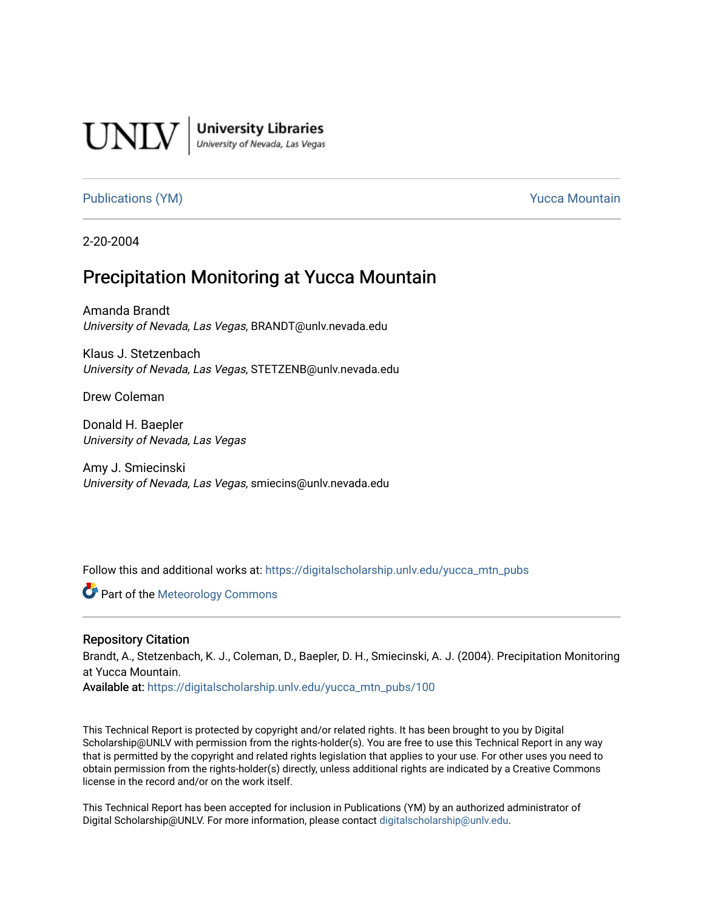UNLV | University Libraries
University of Nevada, Las Vegas

Publications (YM) | Yucca Mountain

2-20-2004

# Precipitation Monitoring at Yucca Mountain

Amanda Brandt
*University of Nevada, Las Vegas*, BRANDT@unlv.nevada.edu

Klaus J. Stetzenbach
*University of Nevada, Las Vegas*, STETZENB@unlv.nevada.edu

Drew Coleman

Donald H. Baepler
*University of Nevada, Las Vegas*

Amy J. Smiecinski
*University of Nevada, Las Vegas*, smiecins@unlv.nevada.edu

Follow this and additional works at: https://digitalscholarship.unlv.edu/yucca_mtn_pubs

Part of the Meteorology Commons

## Repository Citation

Brandt, A., Stetzenbach, K. J., Coleman, D., Baepler, D. H., Smiecinski, A. J. (2004). Precipitation Monitoring at Yucca Mountain.
**Available at:** https://digitalscholarship.unlv.edu/yucca_mtn_pubs/100

This Technical Report is protected by copyright and/or related rights. It has been brought to you by Digital Scholarship@UNLV with permission from the rights-holder(s). You are free to use this Technical Report in any way that is permitted by the copyright and related rights legislation that applies to your use. For other uses you need to obtain permission from the rights-holder(s) directly, unless additional rights are indicated by a Creative Commons license in the record and/or on the work itself.

This Technical Report has been accepted for inclusion in Publications (YM) by an authorized administrator of Digital Scholarship@UNLV. For more information, please contact digitalscholarship@unlv.edu.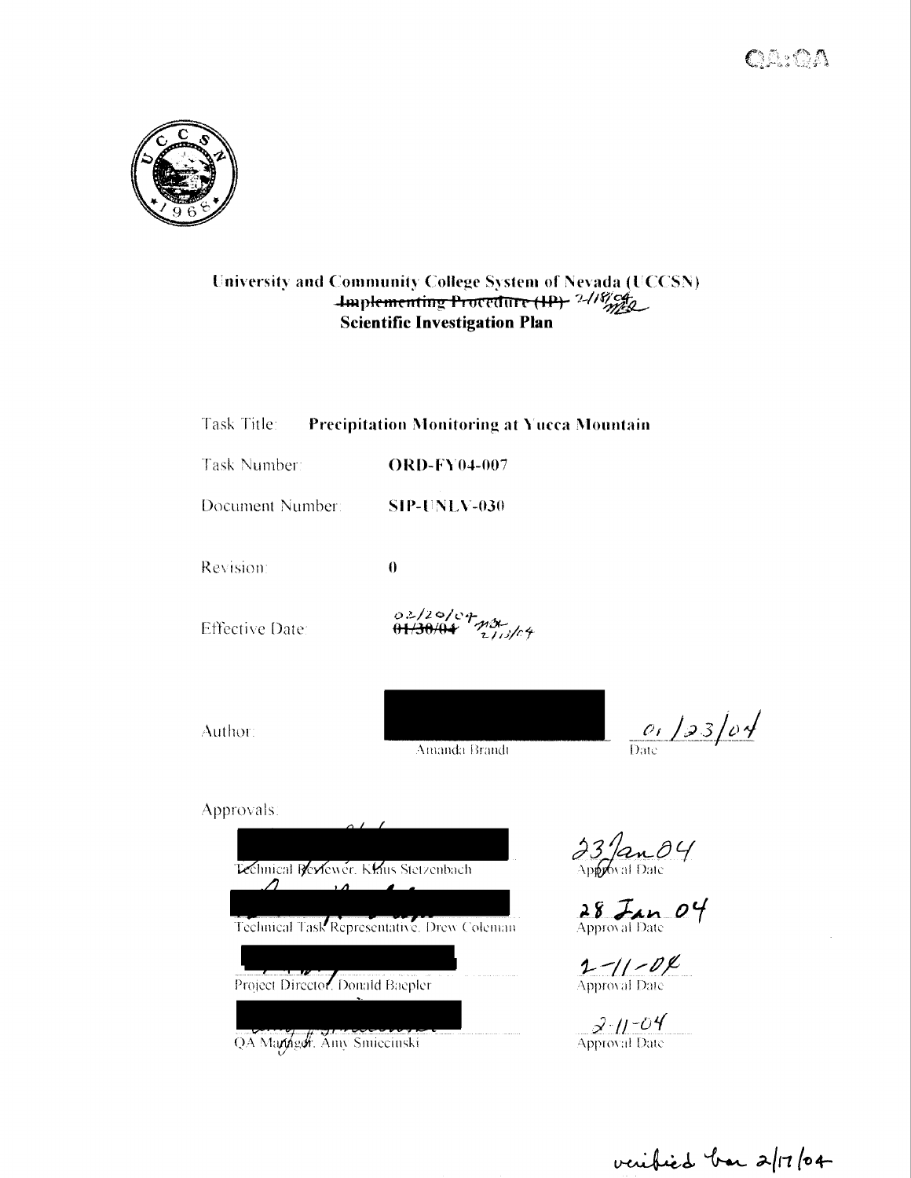QA:QA

# University and Community College System of Nevada (UCCSN)

~~Implementing Procedure (IP)~~ 2/18/04 MEL

**Scientific Investigation Plan**

Task Title: **Precipitation Monitoring at Yucca Mountain**

Task Number: **ORD-FY04-007**

Document Number: **SIP-UNLV-030**

Revision: **0**

Effective Date: 02/20/04 ~~01/30/04~~ MSE 2/13/04

Author: Amanda Brandt — 01/23/04 (Date)

Approvals:

| Name | Approval Date |
|---|---|
| Technical Reviewer, Klaus Stetzenbach | 23 Jan 04 |
| Technical Task Representative, Drew Coleman | 28 Jan 04 |
| Project Director, Donald Baepler | 2-11-04 |
| QA Manager, Amy Smiecinski | 2-11-04 |

verified ber 2/17/04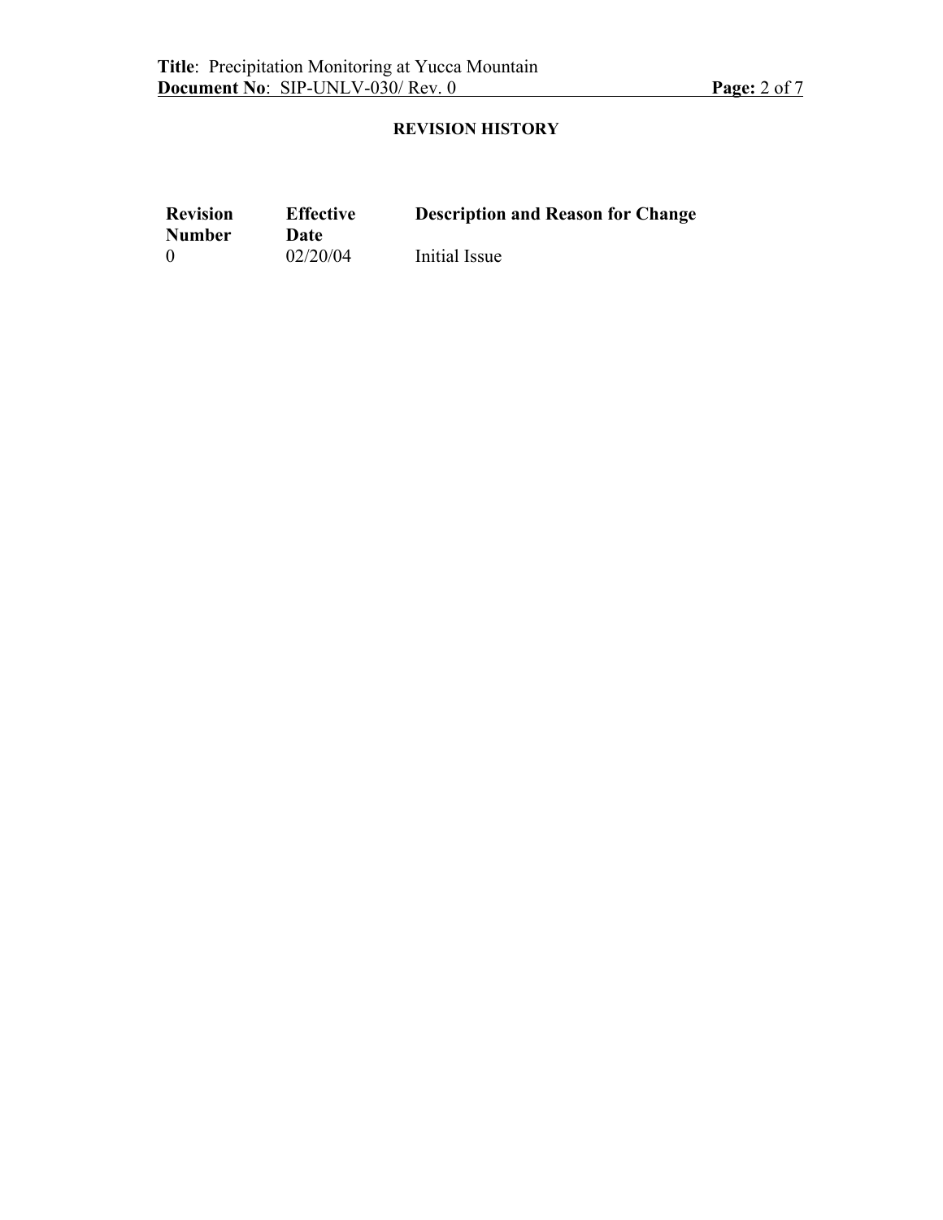**REVISION HISTORY**

| Revision Number | Effective Date | Description and Reason for Change |
|---|---|---|
| 0 | 02/20/04 | Initial Issue |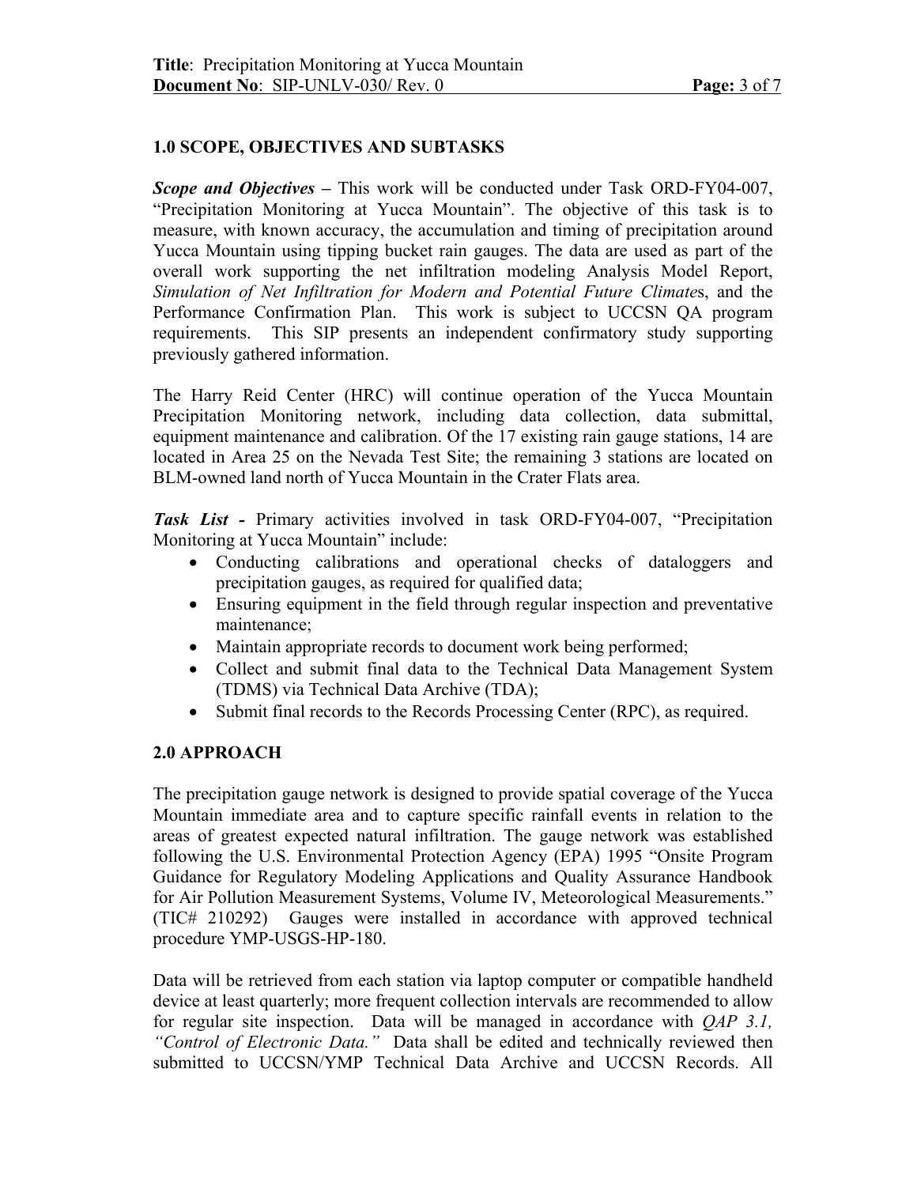## 1.0 SCOPE, OBJECTIVES AND SUBTASKS

***Scope and Objectives*** – This work will be conducted under Task ORD-FY04-007, "Precipitation Monitoring at Yucca Mountain". The objective of this task is to measure, with known accuracy, the accumulation and timing of precipitation around Yucca Mountain using tipping bucket rain gauges. The data are used as part of the overall work supporting the net infiltration modeling Analysis Model Report, *Simulation of Net Infiltration for Modern and Potential Future Climate*s, and the Performance Confirmation Plan. This work is subject to UCCSN QA program requirements. This SIP presents an independent confirmatory study supporting previously gathered information.

The Harry Reid Center (HRC) will continue operation of the Yucca Mountain Precipitation Monitoring network, including data collection, data submittal, equipment maintenance and calibration. Of the 17 existing rain gauge stations, 14 are located in Area 25 on the Nevada Test Site; the remaining 3 stations are located on BLM-owned land north of Yucca Mountain in the Crater Flats area.

***Task List -*** Primary activities involved in task ORD-FY04-007, "Precipitation Monitoring at Yucca Mountain" include:

- Conducting calibrations and operational checks of dataloggers and precipitation gauges, as required for qualified data;
- Ensuring equipment in the field through regular inspection and preventative maintenance;
- Maintain appropriate records to document work being performed;
- Collect and submit final data to the Technical Data Management System (TDMS) via Technical Data Archive (TDA);
- Submit final records to the Records Processing Center (RPC), as required.

## 2.0 APPROACH

The precipitation gauge network is designed to provide spatial coverage of the Yucca Mountain immediate area and to capture specific rainfall events in relation to the areas of greatest expected natural infiltration. The gauge network was established following the U.S. Environmental Protection Agency (EPA) 1995 "Onsite Program Guidance for Regulatory Modeling Applications and Quality Assurance Handbook for Air Pollution Measurement Systems, Volume IV, Meteorological Measurements." (TIC# 210292) Gauges were installed in accordance with approved technical procedure YMP-USGS-HP-180.

Data will be retrieved from each station via laptop computer or compatible handheld device at least quarterly; more frequent collection intervals are recommended to allow for regular site inspection. Data will be managed in accordance with *QAP 3.1, "Control of Electronic Data."* Data shall be edited and technically reviewed then submitted to UCCSN/YMP Technical Data Archive and UCCSN Records. All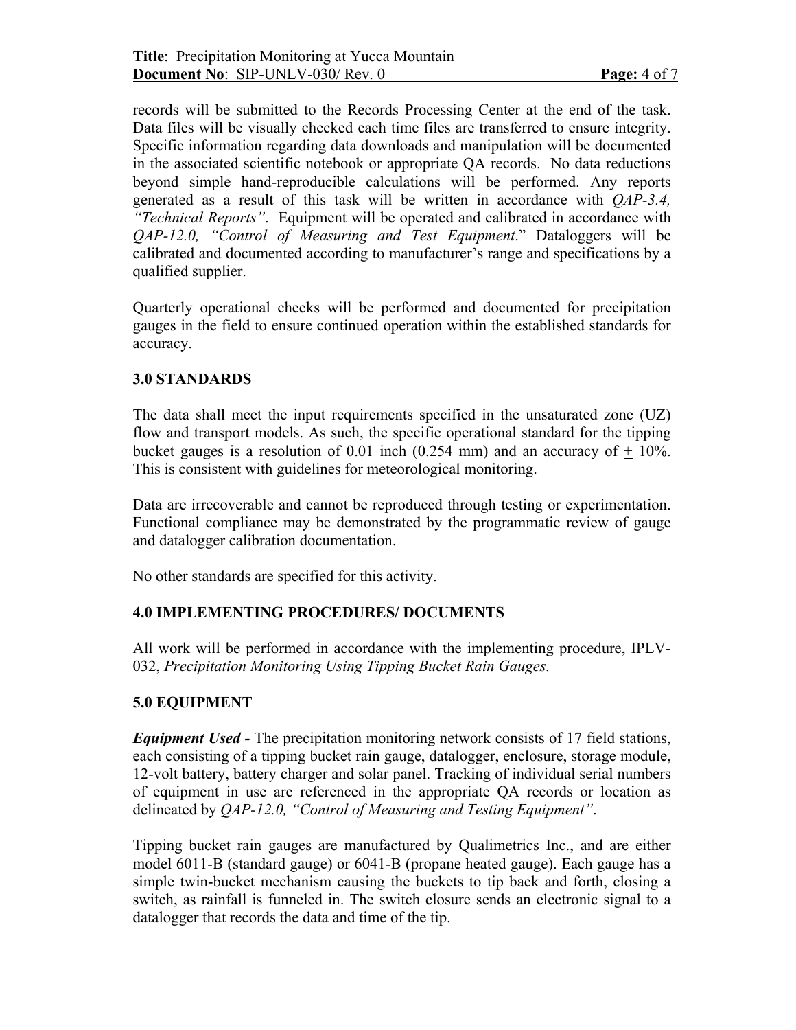records will be submitted to the Records Processing Center at the end of the task. Data files will be visually checked each time files are transferred to ensure integrity. Specific information regarding data downloads and manipulation will be documented in the associated scientific notebook or appropriate QA records. No data reductions beyond simple hand-reproducible calculations will be performed. Any reports generated as a result of this task will be written in accordance with *QAP-3.4, "Technical Reports"*. Equipment will be operated and calibrated in accordance with *QAP-12.0, "Control of Measuring and Test Equipment*." Dataloggers will be calibrated and documented according to manufacturer's range and specifications by a qualified supplier.

Quarterly operational checks will be performed and documented for precipitation gauges in the field to ensure continued operation within the established standards for accuracy.

## 3.0 STANDARDS

The data shall meet the input requirements specified in the unsaturated zone (UZ) flow and transport models. As such, the specific operational standard for the tipping bucket gauges is a resolution of 0.01 inch (0.254 mm) and an accuracy of ± 10%. This is consistent with guidelines for meteorological monitoring.

Data are irrecoverable and cannot be reproduced through testing or experimentation. Functional compliance may be demonstrated by the programmatic review of gauge and datalogger calibration documentation.

No other standards are specified for this activity.

## 4.0 IMPLEMENTING PROCEDURES/ DOCUMENTS

All work will be performed in accordance with the implementing procedure, IPLV-032, *Precipitation Monitoring Using Tipping Bucket Rain Gauges.*

## 5.0 EQUIPMENT

***Equipment Used -*** The precipitation monitoring network consists of 17 field stations, each consisting of a tipping bucket rain gauge, datalogger, enclosure, storage module, 12-volt battery, battery charger and solar panel. Tracking of individual serial numbers of equipment in use are referenced in the appropriate QA records or location as delineated by *QAP-12.0, "Control of Measuring and Testing Equipment"*.

Tipping bucket rain gauges are manufactured by Qualimetrics Inc., and are either model 6011-B (standard gauge) or 6041-B (propane heated gauge). Each gauge has a simple twin-bucket mechanism causing the buckets to tip back and forth, closing a switch, as rainfall is funneled in. The switch closure sends an electronic signal to a datalogger that records the data and time of the tip.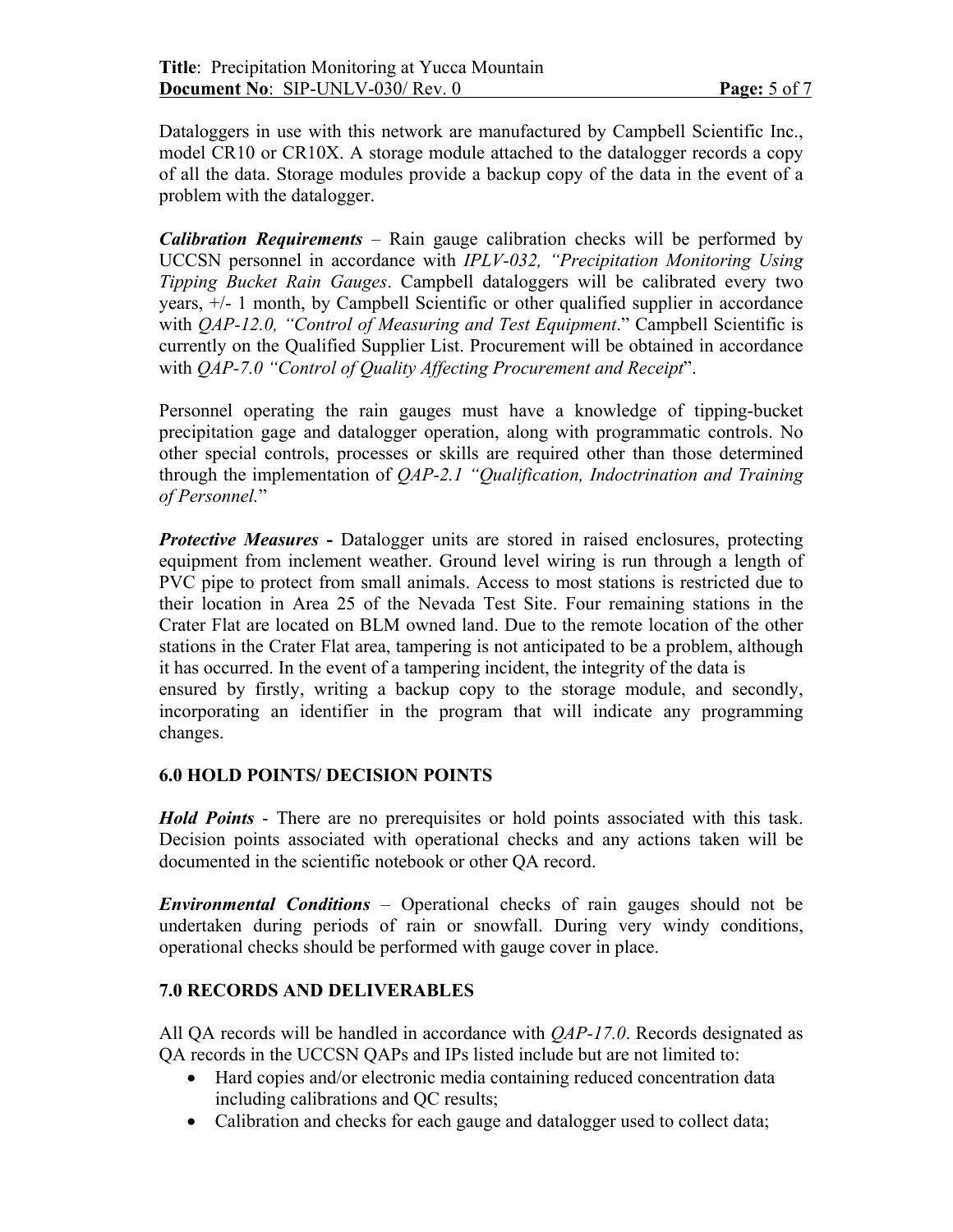Dataloggers in use with this network are manufactured by Campbell Scientific Inc., model CR10 or CR10X. A storage module attached to the datalogger records a copy of all the data. Storage modules provide a backup copy of the data in the event of a problem with the datalogger.

***Calibration Requirements*** – Rain gauge calibration checks will be performed by UCCSN personnel in accordance with *IPLV-032, "Precipitation Monitoring Using Tipping Bucket Rain Gauges*. Campbell dataloggers will be calibrated every two years, +/- 1 month, by Campbell Scientific or other qualified supplier in accordance with *QAP-12.0, "Control of Measuring and Test Equipment*." Campbell Scientific is currently on the Qualified Supplier List. Procurement will be obtained in accordance with *QAP-7.0 "Control of Quality Affecting Procurement and Receipt*".

Personnel operating the rain gauges must have a knowledge of tipping-bucket precipitation gage and datalogger operation, along with programmatic controls. No other special controls, processes or skills are required other than those determined through the implementation of *QAP-2.1 "Qualification, Indoctrination and Training of Personnel.*"

***Protective Measures* -** Datalogger units are stored in raised enclosures, protecting equipment from inclement weather. Ground level wiring is run through a length of PVC pipe to protect from small animals. Access to most stations is restricted due to their location in Area 25 of the Nevada Test Site. Four remaining stations in the Crater Flat are located on BLM owned land. Due to the remote location of the other stations in the Crater Flat area, tampering is not anticipated to be a problem, although it has occurred. In the event of a tampering incident, the integrity of the data is ensured by firstly, writing a backup copy to the storage module, and secondly, incorporating an identifier in the program that will indicate any programming changes.

## 6.0 HOLD POINTS/ DECISION POINTS

***Hold Points*** - There are no prerequisites or hold points associated with this task. Decision points associated with operational checks and any actions taken will be documented in the scientific notebook or other QA record.

***Environmental Conditions*** – Operational checks of rain gauges should not be undertaken during periods of rain or snowfall. During very windy conditions, operational checks should be performed with gauge cover in place.

## 7.0 RECORDS AND DELIVERABLES

All QA records will be handled in accordance with *QAP-17.0*. Records designated as QA records in the UCCSN QAPs and IPs listed include but are not limited to:

- Hard copies and/or electronic media containing reduced concentration data including calibrations and QC results;
- Calibration and checks for each gauge and datalogger used to collect data;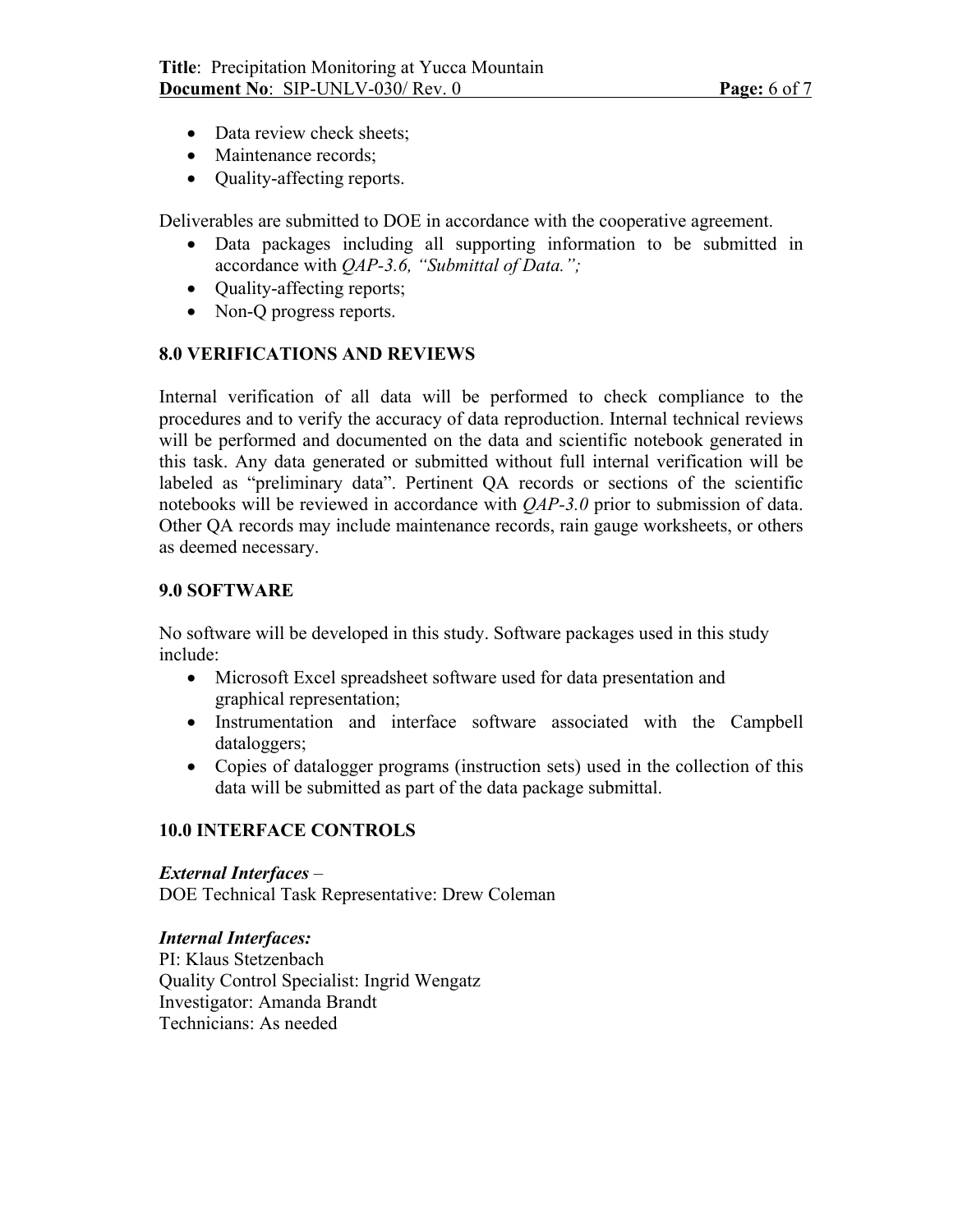- Data review check sheets;
- Maintenance records;
- Quality-affecting reports.

Deliverables are submitted to DOE in accordance with the cooperative agreement.

- Data packages including all supporting information to be submitted in accordance with *QAP-3.6, "Submittal of Data.";*
- Quality-affecting reports;
- Non-Q progress reports.

## 8.0 VERIFICATIONS AND REVIEWS

Internal verification of all data will be performed to check compliance to the procedures and to verify the accuracy of data reproduction. Internal technical reviews will be performed and documented on the data and scientific notebook generated in this task. Any data generated or submitted without full internal verification will be labeled as "preliminary data". Pertinent QA records or sections of the scientific notebooks will be reviewed in accordance with *QAP-3.0* prior to submission of data. Other QA records may include maintenance records, rain gauge worksheets, or others as deemed necessary.

## 9.0 SOFTWARE

No software will be developed in this study. Software packages used in this study include:

- Microsoft Excel spreadsheet software used for data presentation and graphical representation;
- Instrumentation and interface software associated with the Campbell dataloggers;
- Copies of datalogger programs (instruction sets) used in the collection of this data will be submitted as part of the data package submittal.

## 10.0 INTERFACE CONTROLS

***External Interfaces*** –
DOE Technical Task Representative: Drew Coleman

***Internal Interfaces:***
PI: Klaus Stetzenbach
Quality Control Specialist: Ingrid Wengatz
Investigator: Amanda Brandt
Technicians: As needed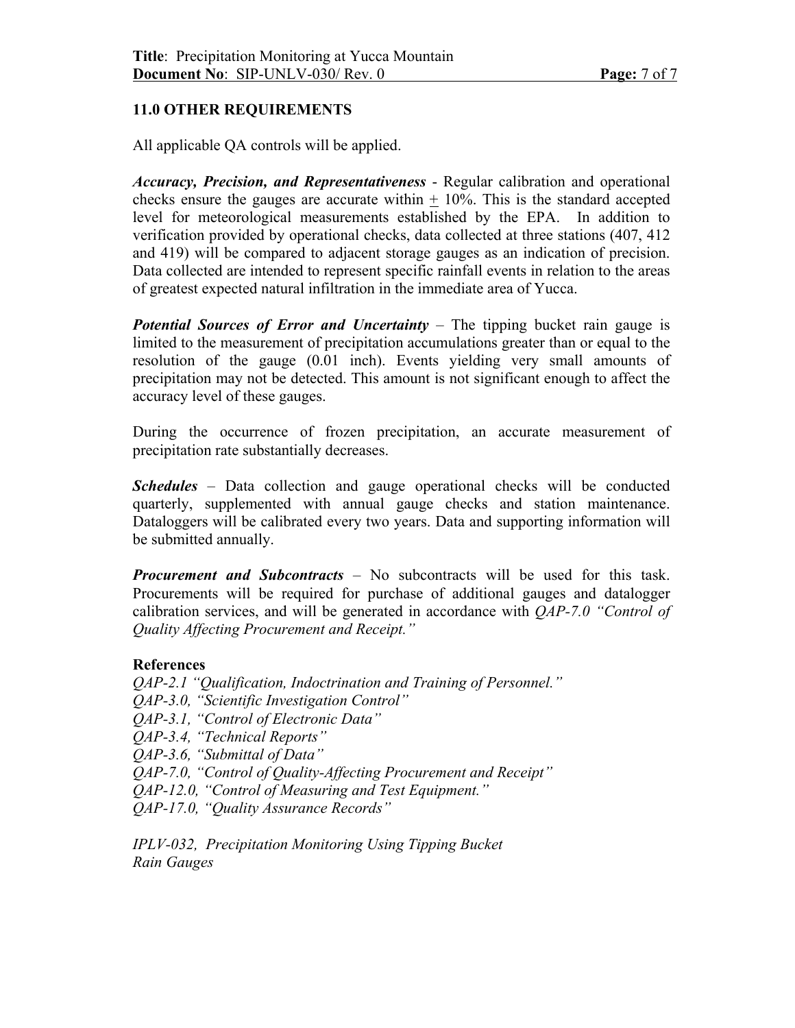## 11.0 OTHER REQUIREMENTS

All applicable QA controls will be applied.

***Accuracy, Precision, and Representativeness*** - Regular calibration and operational checks ensure the gauges are accurate within ± 10%. This is the standard accepted level for meteorological measurements established by the EPA. In addition to verification provided by operational checks, data collected at three stations (407, 412 and 419) will be compared to adjacent storage gauges as an indication of precision. Data collected are intended to represent specific rainfall events in relation to the areas of greatest expected natural infiltration in the immediate area of Yucca.

***Potential Sources of Error and Uncertainty*** – The tipping bucket rain gauge is limited to the measurement of precipitation accumulations greater than or equal to the resolution of the gauge (0.01 inch). Events yielding very small amounts of precipitation may not be detected. This amount is not significant enough to affect the accuracy level of these gauges.

During the occurrence of frozen precipitation, an accurate measurement of precipitation rate substantially decreases.

***Schedules*** – Data collection and gauge operational checks will be conducted quarterly, supplemented with annual gauge checks and station maintenance. Dataloggers will be calibrated every two years. Data and supporting information will be submitted annually.

***Procurement and Subcontracts*** – No subcontracts will be used for this task. Procurements will be required for purchase of additional gauges and datalogger calibration services, and will be generated in accordance with *QAP-7.0 "Control of Quality Affecting Procurement and Receipt."*

**References**

*QAP-2.1 "Qualification, Indoctrination and Training of Personnel."*
*QAP-3.0, "Scientific Investigation Control"*
*QAP-3.1, "Control of Electronic Data"*
*QAP-3.4, "Technical Reports"*
*QAP-3.6, "Submittal of Data"*
*QAP-7.0, "Control of Quality-Affecting Procurement and Receipt"*
*QAP-12.0, "Control of Measuring and Test Equipment."*
*QAP-17.0, "Quality Assurance Records"*

*IPLV-032, Precipitation Monitoring Using Tipping Bucket Rain Gauges*